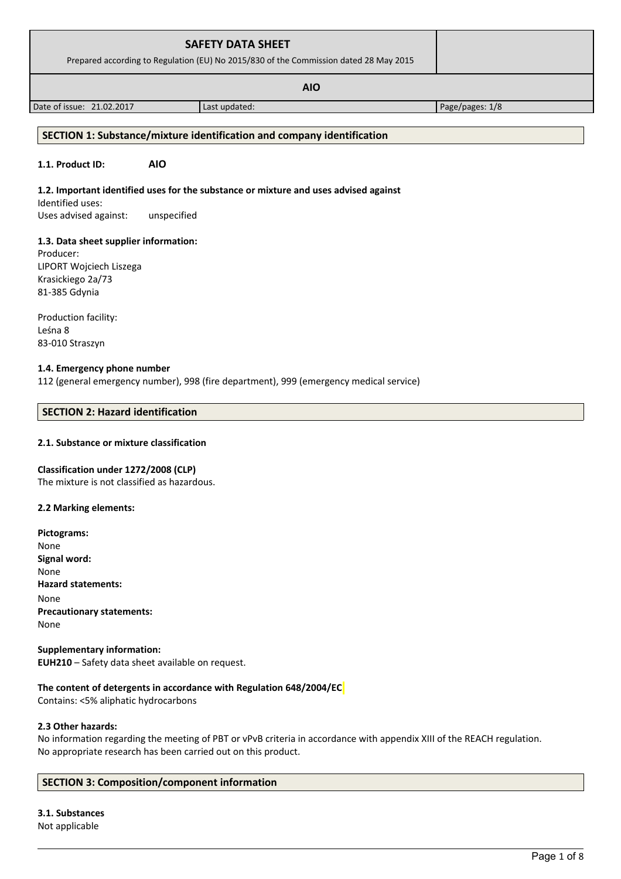| SAFETY DATA SHEET<br>Prepared according to Regulation (EU) No 2015/830 of the Commission dated 28 May 2015 | | |
|---|---|---|
| **AIO** | | |
| Date of issue: 21.02.2017 | Last updated: | Page/pages: 1/8 |

## SECTION 1: Substance/mixture identification and company identification

**1.1. Product ID:** **AIO**

**1.2. Important identified uses for the substance or mixture and uses advised against**

Identified uses:

Uses advised against: unspecified

**1.3. Data sheet supplier information:**

Producer:
LIPORT Wojciech Liszega
Krasickiego 2a/73
81-385 Gdynia

Production facility:
Leśna 8
83-010 Straszyn

**1.4. Emergency phone number**

112 (general emergency number), 998 (fire department), 999 (emergency medical service)

## SECTION 2: Hazard identification

**2.1. Substance or mixture classification**

**Classification under 1272/2008 (CLP)**

The mixture is not classified as hazardous.

**2.2 Marking elements:**

**Pictograms:**
None
**Signal word:**
None
**Hazard statements:**
None
**Precautionary statements:**
None

**Supplementary information:**
**EUH210** – Safety data sheet available on request.

**The content of detergents in accordance with Regulation 648/2004/EC**

Contains: <5% aliphatic hydrocarbons

**2.3 Other hazards:**

No information regarding the meeting of PBT or vPvB criteria in accordance with appendix XIII of the REACH regulation.
No appropriate research has been carried out on this product.

## SECTION 3: Composition/component information

**3.1. Substances**

Not applicable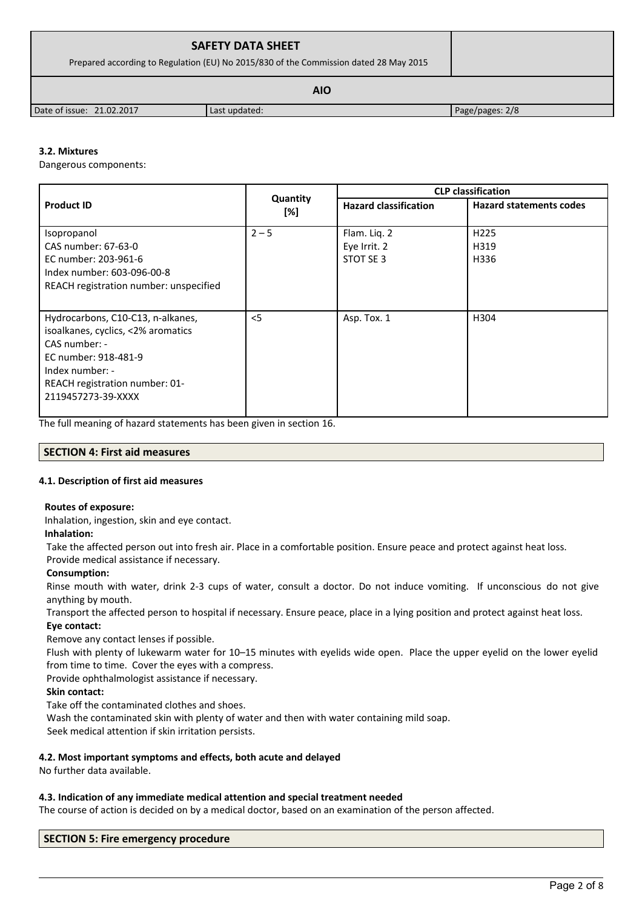### 3.2. Mixtures

Dangerous components:

| Product ID | Quantity [%] | CLP classification | |
|---|---|---|---|
| | | Hazard classification | Hazard statements codes |
| Isopropanol<br>CAS number: 67-63-0<br>EC number: 203-961-6<br>Index number: 603-096-00-8<br>REACH registration number: unspecified | 2 – 5 | Flam. Liq. 2<br>Eye Irrit. 2<br>STOT SE 3 | H225<br>H319<br>H336 |
| Hydrocarbons, C10-C13, n-alkanes, isoalkanes, cyclics, <2% aromatics<br>CAS number: -<br>EC number: 918-481-9<br>Index number: -<br>REACH registration number: 01-2119457273-39-XXXX | <5 | Asp. Tox. 1 | H304 |

The full meaning of hazard statements has been given in section 16.

## SECTION 4: First aid measures

### 4.1. Description of first aid measures

**Routes of exposure:**

Inhalation, ingestion, skin and eye contact.

**Inhalation:**

Take the affected person out into fresh air. Place in a comfortable position. Ensure peace and protect against heat loss.
Provide medical assistance if necessary.

**Consumption:**

Rinse mouth with water, drink 2-3 cups of water, consult a doctor. Do not induce vomiting. If unconscious do not give anything by mouth.

Transport the affected person to hospital if necessary. Ensure peace, place in a lying position and protect against heat loss.

**Eye contact:**

Remove any contact lenses if possible.

Flush with plenty of lukewarm water for 10–15 minutes with eyelids wide open. Place the upper eyelid on the lower eyelid from time to time. Cover the eyes with a compress.

Provide ophthalmologist assistance if necessary.

**Skin contact:**

Take off the contaminated clothes and shoes.

Wash the contaminated skin with plenty of water and then with water containing mild soap.

Seek medical attention if skin irritation persists.

### 4.2. Most important symptoms and effects, both acute and delayed

No further data available.

### 4.3. Indication of any immediate medical attention and special treatment needed

The course of action is decided on by a medical doctor, based on an examination of the person affected.

## SECTION 5: Fire emergency procedure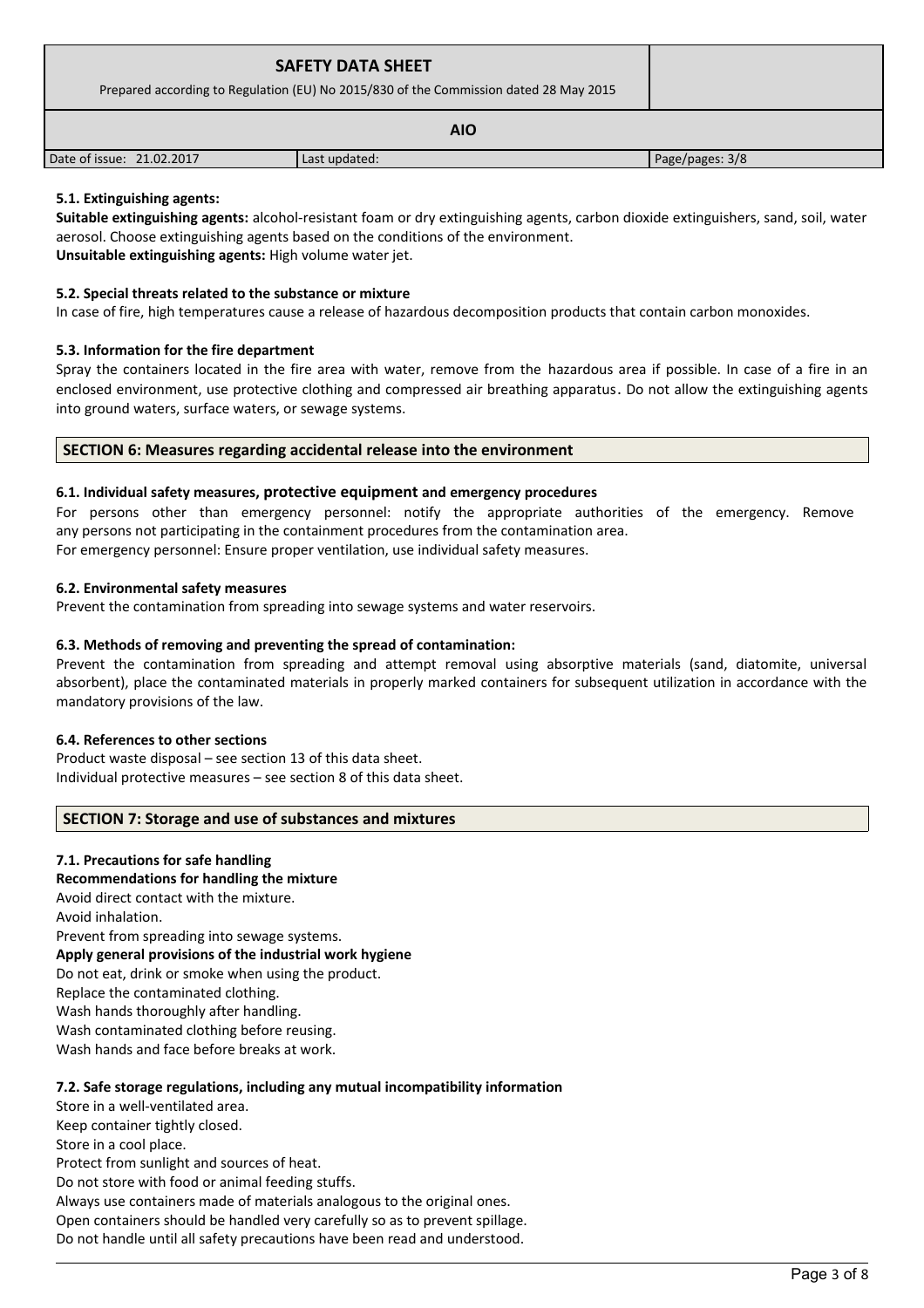#### 5.1. Extinguishing agents:

**Suitable extinguishing agents:** alcohol-resistant foam or dry extinguishing agents, carbon dioxide extinguishers, sand, soil, water aerosol. Choose extinguishing agents based on the conditions of the environment.
**Unsuitable extinguishing agents:** High volume water jet.

#### 5.2. Special threats related to the substance or mixture

In case of fire, high temperatures cause a release of hazardous decomposition products that contain carbon monoxides.

#### 5.3. Information for the fire department

Spray the containers located in the fire area with water, remove from the hazardous area if possible. In case of a fire in an enclosed environment, use protective clothing and compressed air breathing apparatus. Do not allow the extinguishing agents into ground waters, surface waters, or sewage systems.

## SECTION 6: Measures regarding accidental release into the environment

#### 6.1. Individual safety measures, protective equipment and emergency procedures

For persons other than emergency personnel: notify the appropriate authorities of the emergency. Remove any persons not participating in the containment procedures from the contamination area.
For emergency personnel: Ensure proper ventilation, use individual safety measures.

#### 6.2. Environmental safety measures

Prevent the contamination from spreading into sewage systems and water reservoirs.

#### 6.3. Methods of removing and preventing the spread of contamination:

Prevent the contamination from spreading and attempt removal using absorptive materials (sand, diatomite, universal absorbent), place the contaminated materials in properly marked containers for subsequent utilization in accordance with the mandatory provisions of the law.

#### 6.4. References to other sections

Product waste disposal – see section 13 of this data sheet.
Individual protective measures – see section 8 of this data sheet.

## SECTION 7: Storage and use of substances and mixtures

#### 7.1. Precautions for safe handling

**Recommendations for handling the mixture**
Avoid direct contact with the mixture.
Avoid inhalation.
Prevent from spreading into sewage systems.
**Apply general provisions of the industrial work hygiene**
Do not eat, drink or smoke when using the product.
Replace the contaminated clothing.
Wash hands thoroughly after handling.
Wash contaminated clothing before reusing.
Wash hands and face before breaks at work.

#### 7.2. Safe storage regulations, including any mutual incompatibility information

Store in a well-ventilated area.
Keep container tightly closed.
Store in a cool place.
Protect from sunlight and sources of heat.
Do not store with food or animal feeding stuffs.
Always use containers made of materials analogous to the original ones.
Open containers should be handled very carefully so as to prevent spillage.
Do not handle until all safety precautions have been read and understood.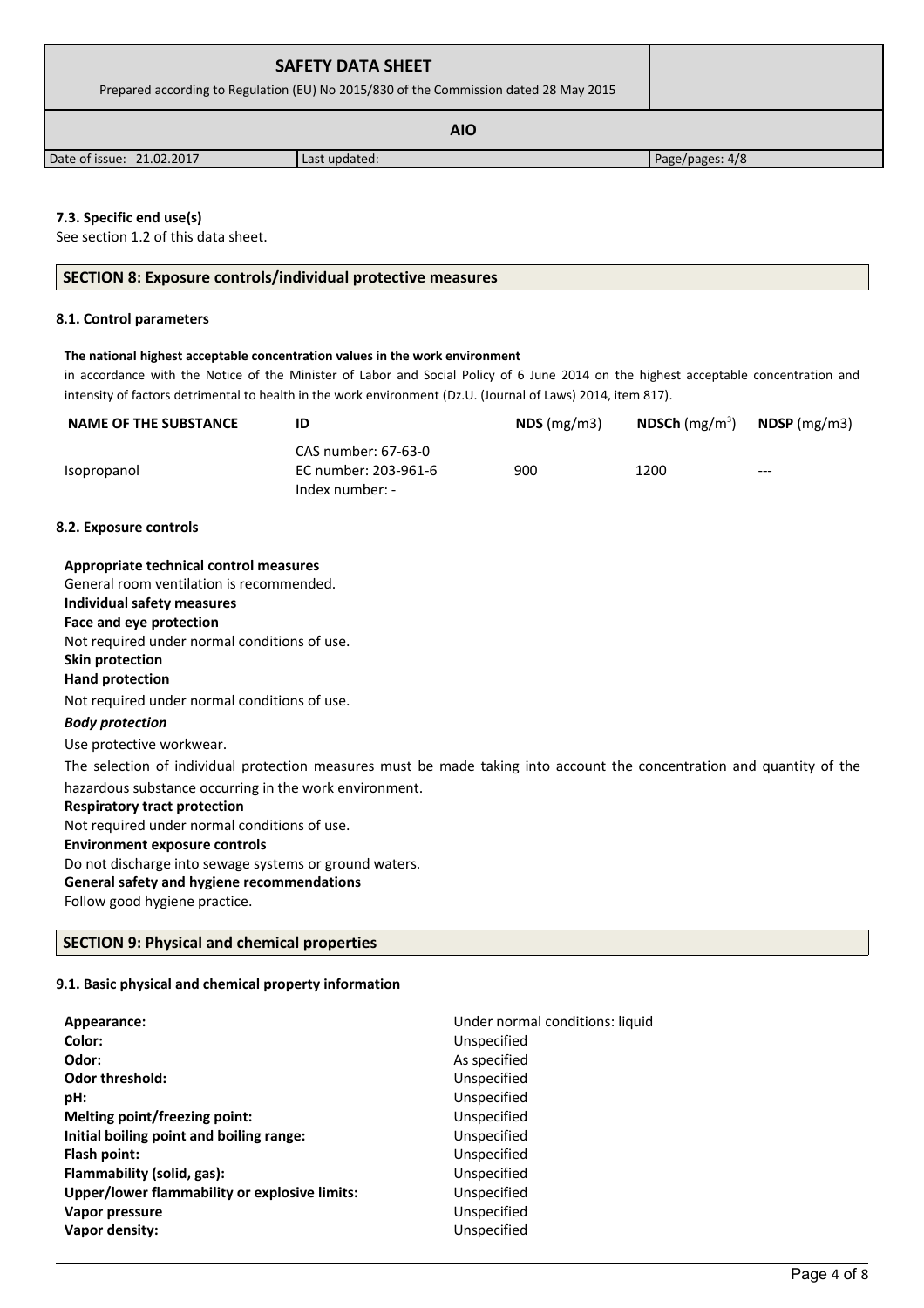#### 7.3. Specific end use(s)

See section 1.2 of this data sheet.

## SECTION 8: Exposure controls/individual protective measures

#### 8.1. Control parameters

**The national highest acceptable concentration values in the work environment**

in accordance with the Notice of the Minister of Labor and Social Policy of 6 June 2014 on the highest acceptable concentration and intensity of factors detrimental to health in the work environment (Dz.U. (Journal of Laws) 2014, item 817).

| NAME OF THE SUBSTANCE | ID | NDS (mg/m3) | NDSCh (mg/m$^3$) | NDSP (mg/m3) |
|---|---|---|---|---|
| Isopropanol | CAS number: 67-63-0<br>EC number: 203-961-6<br>Index number: - | 900 | 1200 | --- |

#### 8.2. Exposure controls

**Appropriate technical control measures**

General room ventilation is recommended.

**Individual safety measures**

**Face and eye protection**

Not required under normal conditions of use.

**Skin protection**

**Hand protection**

Not required under normal conditions of use.

***Body protection***

Use protective workwear.

The selection of individual protection measures must be made taking into account the concentration and quantity of the hazardous substance occurring in the work environment.

**Respiratory tract protection**

Not required under normal conditions of use.

**Environment exposure controls**

Do not discharge into sewage systems or ground waters.

**General safety and hygiene recommendations**

Follow good hygiene practice.

## SECTION 9: Physical and chemical properties

#### 9.1. Basic physical and chemical property information

| | |
|---|---|
| **Appearance:** | Under normal conditions: liquid |
| **Color:** | Unspecified |
| **Odor:** | As specified |
| **Odor threshold:** | Unspecified |
| **pH:** | Unspecified |
| **Melting point/freezing point:** | Unspecified |
| **Initial boiling point and boiling range:** | Unspecified |
| **Flash point:** | Unspecified |
| **Flammability (solid, gas):** | Unspecified |
| **Upper/lower flammability or explosive limits:** | Unspecified |
| **Vapor pressure** | Unspecified |
| **Vapor density:** | Unspecified |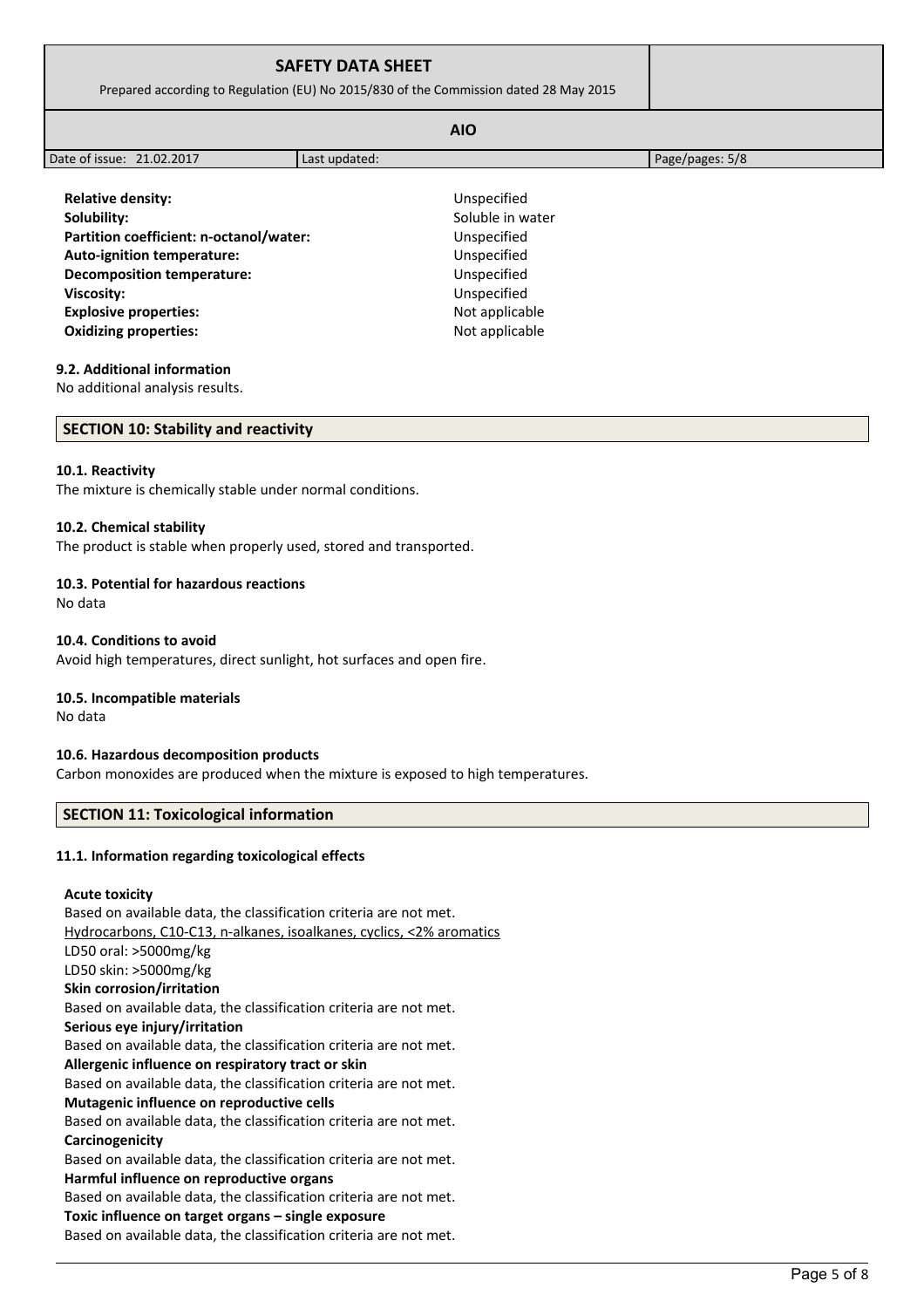**Relative density:** Unspecified
**Solubility:** Soluble in water
**Partition coefficient: n-octanol/water:** Unspecified
**Auto-ignition temperature:** Unspecified
**Decomposition temperature:** Unspecified
**Viscosity:** Unspecified
**Explosive properties:** Not applicable
**Oxidizing properties:** Not applicable

### 9.2. Additional information

No additional analysis results.

## SECTION 10: Stability and reactivity

### 10.1. Reactivity

The mixture is chemically stable under normal conditions.

### 10.2. Chemical stability

The product is stable when properly used, stored and transported.

### 10.3. Potential for hazardous reactions

No data

### 10.4. Conditions to avoid

Avoid high temperatures, direct sunlight, hot surfaces and open fire.

### 10.5. Incompatible materials

No data

### 10.6. Hazardous decomposition products

Carbon monoxides are produced when the mixture is exposed to high temperatures.

## SECTION 11: Toxicological information

### 11.1. Information regarding toxicological effects

**Acute toxicity**
Based on available data, the classification criteria are not met.
<u>Hydrocarbons, C10-C13, n-alkanes, isoalkanes, cyclics, <2% aromatics</u>
LD50 oral: >5000mg/kg
LD50 skin: >5000mg/kg
**Skin corrosion/irritation**
Based on available data, the classification criteria are not met.
**Serious eye injury/irritation**
Based on available data, the classification criteria are not met.
**Allergenic influence on respiratory tract or skin**
Based on available data, the classification criteria are not met.
**Mutagenic influence on reproductive cells**
Based on available data, the classification criteria are not met.
**Carcinogenicity**
Based on available data, the classification criteria are not met.
**Harmful influence on reproductive organs**
Based on available data, the classification criteria are not met.
**Toxic influence on target organs – single exposure**
Based on available data, the classification criteria are not met.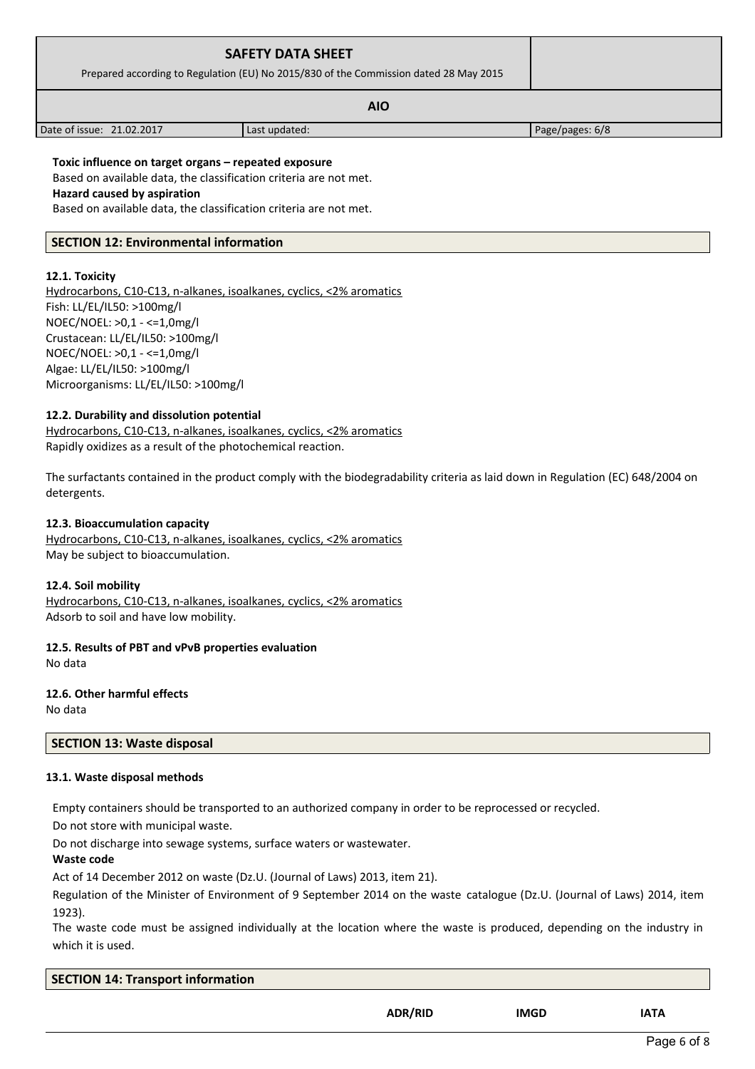**Toxic influence on target organs – repeated exposure**

Based on available data, the classification criteria are not met.

**Hazard caused by aspiration**

Based on available data, the classification criteria are not met.

## SECTION 12: Environmental information

**12.1. Toxicity**

Hydrocarbons, C10-C13, n-alkanes, isoalkanes, cyclics, <2% aromatics
Fish: LL/EL/IL50: >100mg/l
NOEC/NOEL: >0,1 - <=1,0mg/l
Crustacean: LL/EL/IL50: >100mg/l
NOEC/NOEL: >0,1 - <=1,0mg/l
Algae: LL/EL/IL50: >100mg/l
Microorganisms: LL/EL/IL50: >100mg/l

**12.2. Durability and dissolution potential**

Hydrocarbons, C10-C13, n-alkanes, isoalkanes, cyclics, <2% aromatics
Rapidly oxidizes as a result of the photochemical reaction.

The surfactants contained in the product comply with the biodegradability criteria as laid down in Regulation (EC) 648/2004 on detergents.

**12.3. Bioaccumulation capacity**

Hydrocarbons, C10-C13, n-alkanes, isoalkanes, cyclics, <2% aromatics
May be subject to bioaccumulation.

**12.4. Soil mobility**

Hydrocarbons, C10-C13, n-alkanes, isoalkanes, cyclics, <2% aromatics
Adsorb to soil and have low mobility.

**12.5. Results of PBT and vPvB properties evaluation**

No data

**12.6. Other harmful effects**

No data

## SECTION 13: Waste disposal

**13.1. Waste disposal methods**

Empty containers should be transported to an authorized company in order to be reprocessed or recycled.

Do not store with municipal waste.

Do not discharge into sewage systems, surface waters or wastewater.

**Waste code**

Act of 14 December 2012 on waste (Dz.U. (Journal of Laws) 2013, item 21).

Regulation of the Minister of Environment of 9 September 2014 on the waste catalogue (Dz.U. (Journal of Laws) 2014, item 1923).

The waste code must be assigned individually at the location where the waste is produced, depending on the industry in which it is used.

## SECTION 14: Transport information

| | ADR/RID | IMGD | IATA |
|---|---|---|---|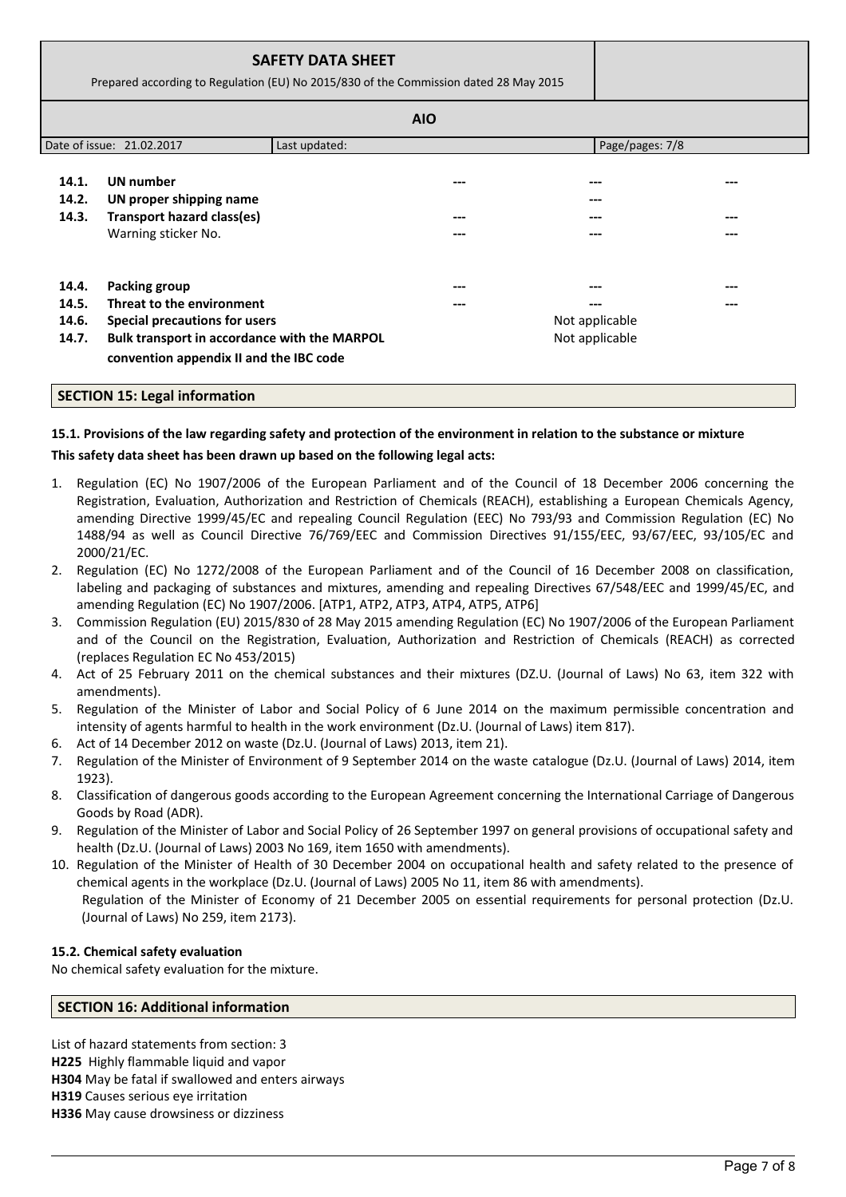| | | | | |
|---|---|---|---|---|
| **14.1.** | **UN number** | --- | --- | --- |
| **14.2.** | **UN proper shipping name** | | --- | |
| **14.3.** | **Transport hazard class(es)** | --- | --- | --- |
| | Warning sticker No. | --- | --- | --- |
| **14.4.** | **Packing group** | --- | --- | --- |
| **14.5.** | **Threat to the environment** | --- | --- | --- |
| **14.6.** | **Special precautions for users** | | Not applicable | |
| **14.7.** | **Bulk transport in accordance with the MARPOL convention appendix II and the IBC code** | | Not applicable | |

## SECTION 15: Legal information

**15.1. Provisions of the law regarding safety and protection of the environment in relation to the substance or mixture**

**This safety data sheet has been drawn up based on the following legal acts:**

1. Regulation (EC) No 1907/2006 of the European Parliament and of the Council of 18 December 2006 concerning the Registration, Evaluation, Authorization and Restriction of Chemicals (REACH), establishing a European Chemicals Agency, amending Directive 1999/45/EC and repealing Council Regulation (EEC) No 793/93 and Commission Regulation (EC) No 1488/94 as well as Council Directive 76/769/EEC and Commission Directives 91/155/EEC, 93/67/EEC, 93/105/EC and 2000/21/EC.
2. Regulation (EC) No 1272/2008 of the European Parliament and of the Council of 16 December 2008 on classification, labeling and packaging of substances and mixtures, amending and repealing Directives 67/548/EEC and 1999/45/EC, and amending Regulation (EC) No 1907/2006. [ATP1, ATP2, ATP3, ATP4, ATP5, ATP6]
3. Commission Regulation (EU) 2015/830 of 28 May 2015 amending Regulation (EC) No 1907/2006 of the European Parliament and of the Council on the Registration, Evaluation, Authorization and Restriction of Chemicals (REACH) as corrected (replaces Regulation EC No 453/2015)
4. Act of 25 February 2011 on the chemical substances and their mixtures (DZ.U. (Journal of Laws) No 63, item 322 with amendments).
5. Regulation of the Minister of Labor and Social Policy of 6 June 2014 on the maximum permissible concentration and intensity of agents harmful to health in the work environment (Dz.U. (Journal of Laws) item 817).
6. Act of 14 December 2012 on waste (Dz.U. (Journal of Laws) 2013, item 21).
7. Regulation of the Minister of Environment of 9 September 2014 on the waste catalogue (Dz.U. (Journal of Laws) 2014, item 1923).
8. Classification of dangerous goods according to the European Agreement concerning the International Carriage of Dangerous Goods by Road (ADR).
9. Regulation of the Minister of Labor and Social Policy of 26 September 1997 on general provisions of occupational safety and health (Dz.U. (Journal of Laws) 2003 No 169, item 1650 with amendments).
10. Regulation of the Minister of Health of 30 December 2004 on occupational health and safety related to the presence of chemical agents in the workplace (Dz.U. (Journal of Laws) 2005 No 11, item 86 with amendments).
    Regulation of the Minister of Economy of 21 December 2005 on essential requirements for personal protection (Dz.U. (Journal of Laws) No 259, item 2173).

**15.2. Chemical safety evaluation**

No chemical safety evaluation for the mixture.

## SECTION 16: Additional information

List of hazard statements from section: 3

**H225** Highly flammable liquid and vapor

**H304** May be fatal if swallowed and enters airways

**H319** Causes serious eye irritation

**H336** May cause drowsiness or dizziness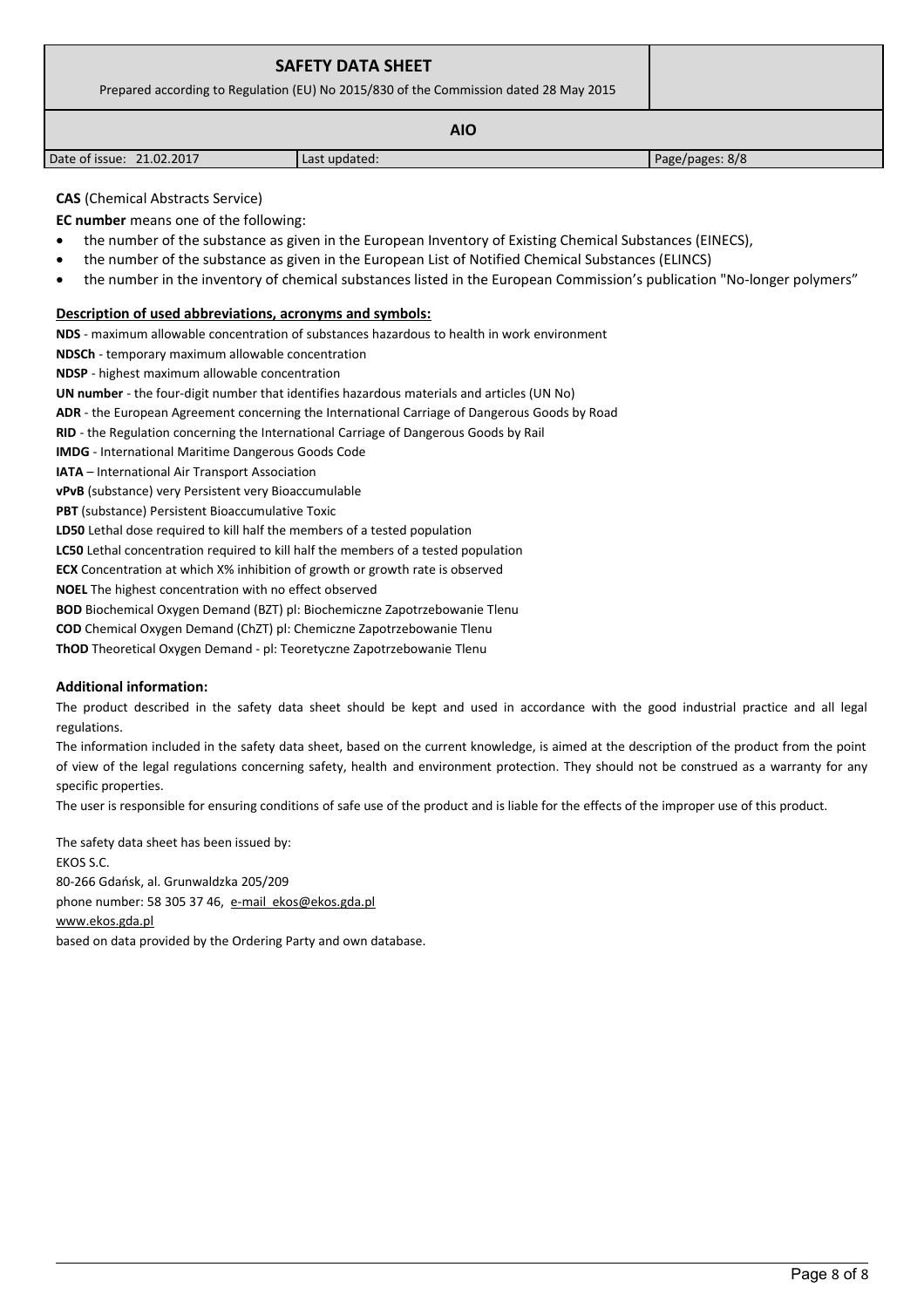**CAS** (Chemical Abstracts Service)

**EC number** means one of the following:

- the number of the substance as given in the European Inventory of Existing Chemical Substances (EINECS),
- the number of the substance as given in the European List of Notified Chemical Substances (ELINCS)
- the number in the inventory of chemical substances listed in the European Commission's publication "No-longer polymers"

**Description of used abbreviations, acronyms and symbols:**

**NDS** - maximum allowable concentration of substances hazardous to health in work environment

**NDSCh** - temporary maximum allowable concentration

**NDSP** - highest maximum allowable concentration

**UN number** - the four-digit number that identifies hazardous materials and articles (UN No)

**ADR** - the European Agreement concerning the International Carriage of Dangerous Goods by Road

**RID** - the Regulation concerning the International Carriage of Dangerous Goods by Rail

**IMDG** - International Maritime Dangerous Goods Code

**IATA** – International Air Transport Association

**vPvB** (substance) very Persistent very Bioaccumulable

**PBT** (substance) Persistent Bioaccumulative Toxic

**LD50** Lethal dose required to kill half the members of a tested population

**LC50** Lethal concentration required to kill half the members of a tested population

**ECX** Concentration at which X% inhibition of growth or growth rate is observed

**NOEL** The highest concentration with no effect observed

**BOD** Biochemical Oxygen Demand (BZT) pl: Biochemiczne Zapotrzebowanie Tlenu

**COD** Chemical Oxygen Demand (ChZT) pl: Chemiczne Zapotrzebowanie Tlenu

**ThOD** Theoretical Oxygen Demand - pl: Teoretyczne Zapotrzebowanie Tlenu

**Additional information:**

The product described in the safety data sheet should be kept and used in accordance with the good industrial practice and all legal regulations.

The information included in the safety data sheet, based on the current knowledge, is aimed at the description of the product from the point of view of the legal regulations concerning safety, health and environment protection. They should not be construed as a warranty for any specific properties.

The user is responsible for ensuring conditions of safe use of the product and is liable for the effects of the improper use of this product.

The safety data sheet has been issued by:
EKOS S.C.
80-266 Gdańsk, al. Grunwaldzka 205/209
phone number: 58 305 37 46, e-mail ekos@ekos.gda.pl
www.ekos.gda.pl
based on data provided by the Ordering Party and own database.